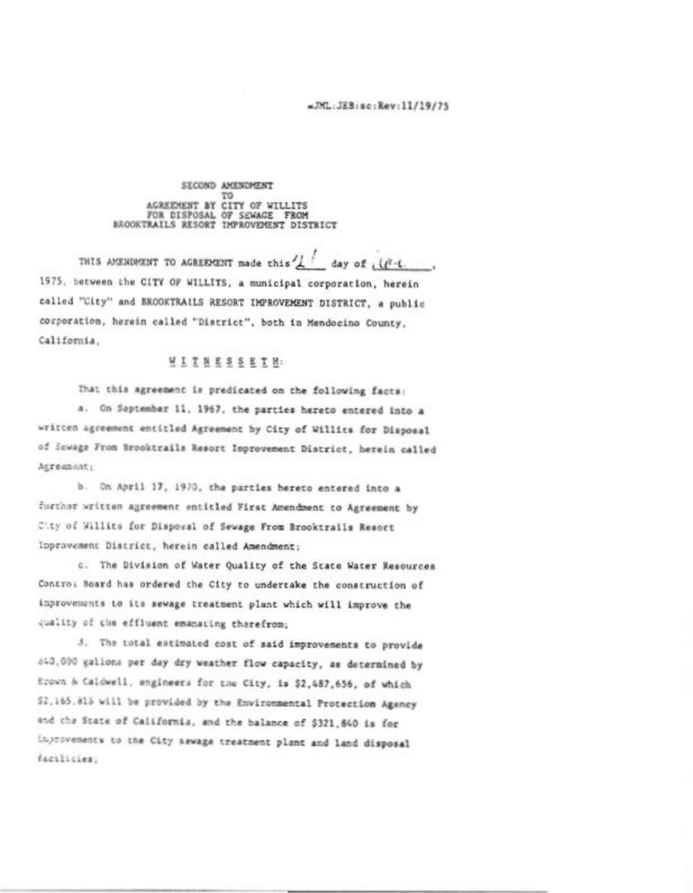JML:JEB:sc:Rev:11/19/75

SECOND AMENDMENT
TO
AGREEMENT BY CITY OF WILLITS
FOR DISPOSAL OF SEWAGE FROM
BROOKTRAILS RESORT IMPROVEMENT DISTRICT

THIS AMENDMENT TO AGREEMENT made this 21 day of Dec., 1975, between the CITY OF WILLITS, a municipal corporation, herein called "City" and BROOKTRAILS RESORT IMPROVEMENT DISTRICT, a public corporation, herein called "District", both in Mendocino County, California,

W I T N E S S E T H:

That this agreement is predicated on the following facts:

a. On September 11, 1967, the parties hereto entered into a written agreement entitled Agreement by City of Willits for Disposal of Sewage From Brooktrails Resort Improvement District, herein called Agreement;

b. On April 17, 1970, the parties hereto entered into a further written agreement entitled First Amendment to Agreement by City of Willits for Disposal of Sewage From Brooktrails Resort Improvement District, herein called Amendment;

c. The Division of Water Quality of the State Water Resources Control Board has ordered the City to undertake the construction of improvements to its sewage treatment plant which will improve the quality of the effluent emanating therefrom;

d. The total estimated cost of said improvements to provide 640,000 gallons per day dry weather flow capacity, as determined by Brown & Caldwell, engineers for the City, is $2,487,656, of which $2,165,815 will be provided by the Environmental Protection Agency and the State of California, and the balance of $321,840 is for improvements to the City sewage treatment plant and land disposal facilities;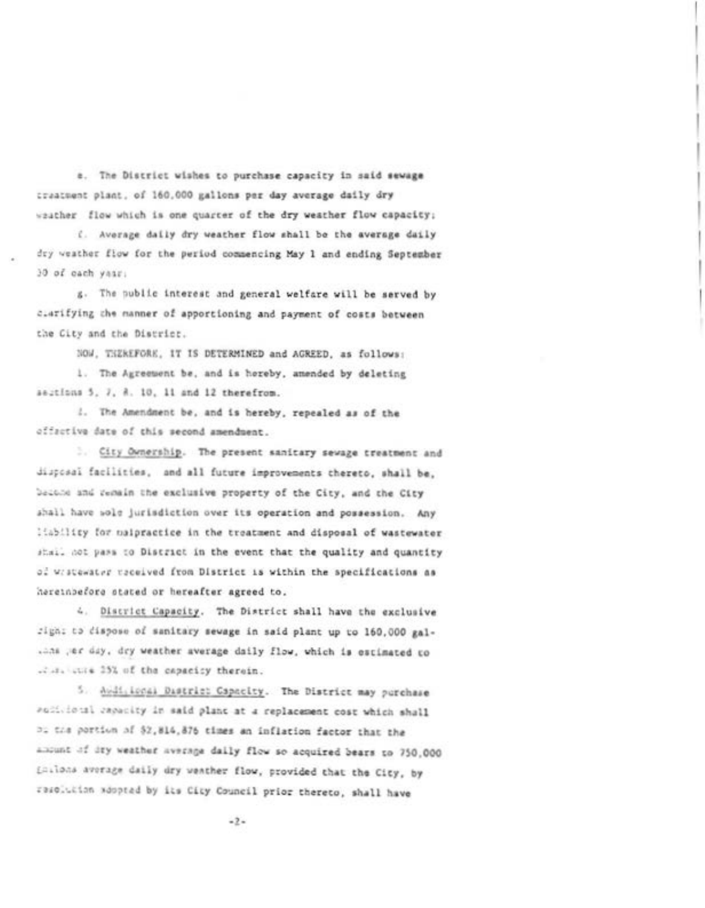e. The District wishes to purchase capacity in said sewage treatment plant, of 160,000 gallons per day average daily dry weather flow which is one quarter of the dry weather flow capacity;

f. Average daily dry weather flow shall be the average daily dry weather flow for the period commencing May 1 and ending September 30 of each year;

g. The public interest and general welfare will be served by clarifying the manner of apportioning and payment of costs between the City and the District.

NOW, THEREFORE, IT IS DETERMINED and AGREED, as follows:

1. The Agreement be, and is hereby, amended by deleting sections 5, 7, 8, 10, 11 and 12 therefrom.

2. The Amendment be, and is hereby, repealed as of the effective date of this second amendment.

3. City Ownership. The present sanitary sewage treatment and disposal facilities, and all future improvements thereto, shall be, become and remain the exclusive property of the City, and the City shall have sole jurisdiction over its operation and possession. Any liability for malpractice in the treatment and disposal of wastewater shall not pass to District in the event that the quality and quantity of wastewater received from District is within the specifications as hereinbefore stated or hereafter agreed to.

4. District Capacity. The District shall have the exclusive right to dispose of sanitary sewage in said plant up to 160,000 gallons per day, dry weather average daily flow, which is estimated to constitute 25% of the capacity therein.

5. Additional District Capacity. The District may purchase additional capacity in said plant at a replacement cost which shall be the portion of $2,814,876 times an inflation factor that the amount of dry weather average daily flow so acquired bears to 750,000 gallons average daily dry weather flow, provided that the City, by resolution adopted by its City Council prior thereto, shall have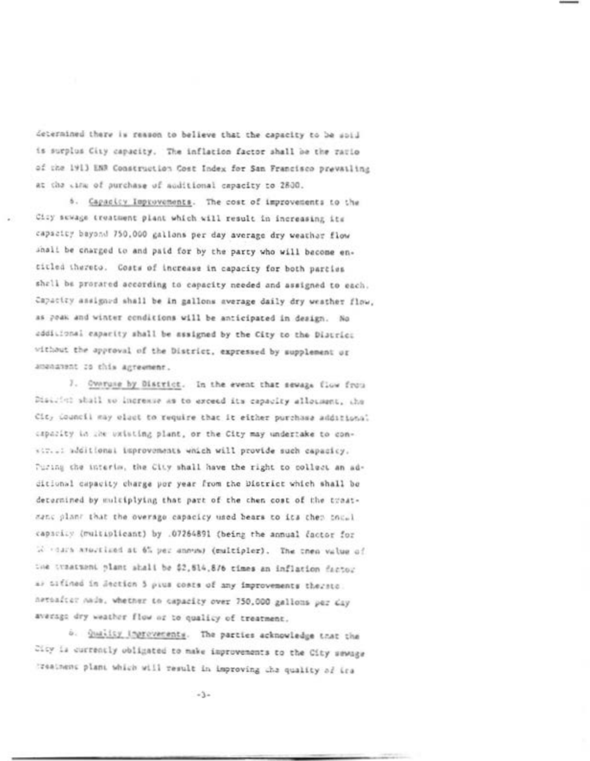determined there is reason to believe that the capacity to be sold is surplus City capacity. The inflation factor shall be the ratio of the 1913 ENR Construction Cost Index for San Francisco prevailing at the time of purchase of additional capacity to 2800.

6. Capacity Improvements. The cost of improvements to the City sewage treatment plant which will result in increasing its capacity beyond 750,000 gallons per day average dry weather flow shall be charged to and paid for by the party who will become entitled thereto. Costs of increase in capacity for both parties shall be prorated according to capacity needed and assigned to each. Capacity assigned shall be in gallons average daily dry weather flow, as peak and winter conditions will be anticipated in design. No additional capacity shall be assigned by the City to the District without the approval of the District, expressed by supplement or amendment to this agreement.

7. Overuse by District. In the event that sewage flow from District shall so increase as to exceed its capacity allotment, the City Council may elect to require that it either purchase additional capacity in the existing plant, or the City may undertake to construct additional improvements which will provide such capacity. During the interim, the City shall have the right to collect an additional capacity charge per year from the District which shall be determined by multiplying that part of the then cost of the treatment plant that the overage capacity used bears to its then total capacity (multiplicant) by .07264891 (being the annual factor for 30 years amortized at 6% per annum) (multiplier). The then value of the treatment plant shall be $2,814,876 times an inflation factor as defined in Section 5 plus costs of any improvements thereto hereafter made, whether to capacity over 750,000 gallons per day average dry weather flow or to quality of treatment.

8. Quality Improvements. The parties acknowledge that the City is currently obligated to make improvements to the City sewage treatment plant which will result in improving the quality of its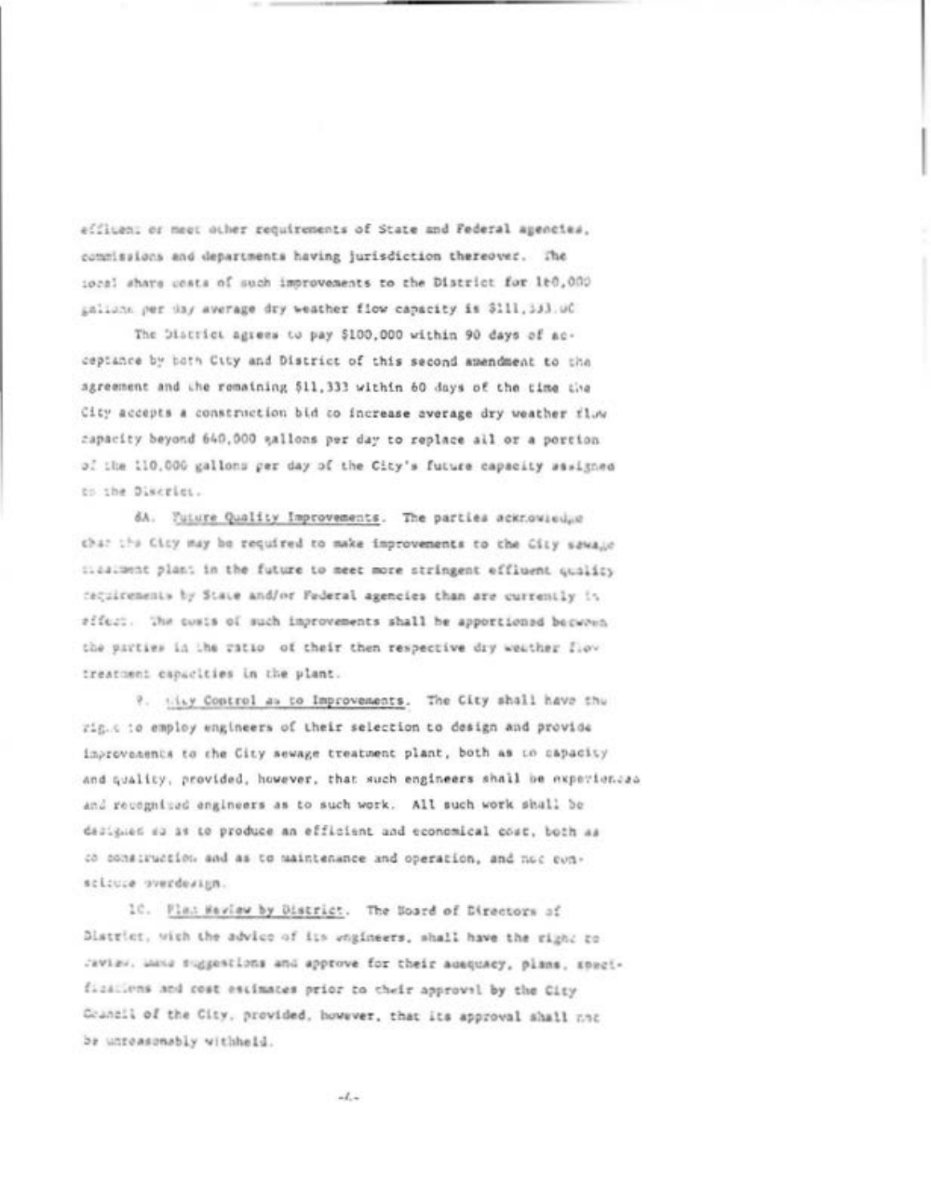effluent or meet other requirements of State and Federal agencies, commissions and departments having jurisdiction thereover. The local share costs of such improvements to the District for 160,000 gallons per day average dry weather flow capacity is $111,333.00

The District agrees to pay $100,000 within 90 days of acceptance by both City and District of this second amendment to the agreement and the remaining $11,333 within 60 days of the time the City accepts a construction bid to increase average dry weather flow capacity beyond 640,000 gallons per day to replace all or a portion of the 110,000 gallons per day of the City's future capacity assigned to the District.

6A. Future Quality Improvements. The parties acknowledge that the City may be required to make improvements to the City sewage treatment plant in the future to meet more stringent effluent quality requirements by State and/or Federal agencies than are currently in effect. The costs of such improvements shall be apportioned between the parties in the ratio of their then respective dry weather flow treatment capacities in the plant.

7. City Control as to Improvements. The City shall have the right to employ engineers of their selection to design and provide improvements to the City sewage treatment plant, both as to capacity and quality, provided, however, that such engineers shall be experienced and recognized engineers as to such work. All such work shall be designed so as to produce an efficient and economical cost, both as to construction and as to maintenance and operation, and not constitute overdesign.

10. Plan Review by District. The Board of Directors of District, with the advice of its engineers, shall have the right to review, make suggestions and approve for their adequacy, plans, specifications and cost estimates prior to their approval by the City Council of the City, provided, however, that its approval shall not be unreasonably withheld.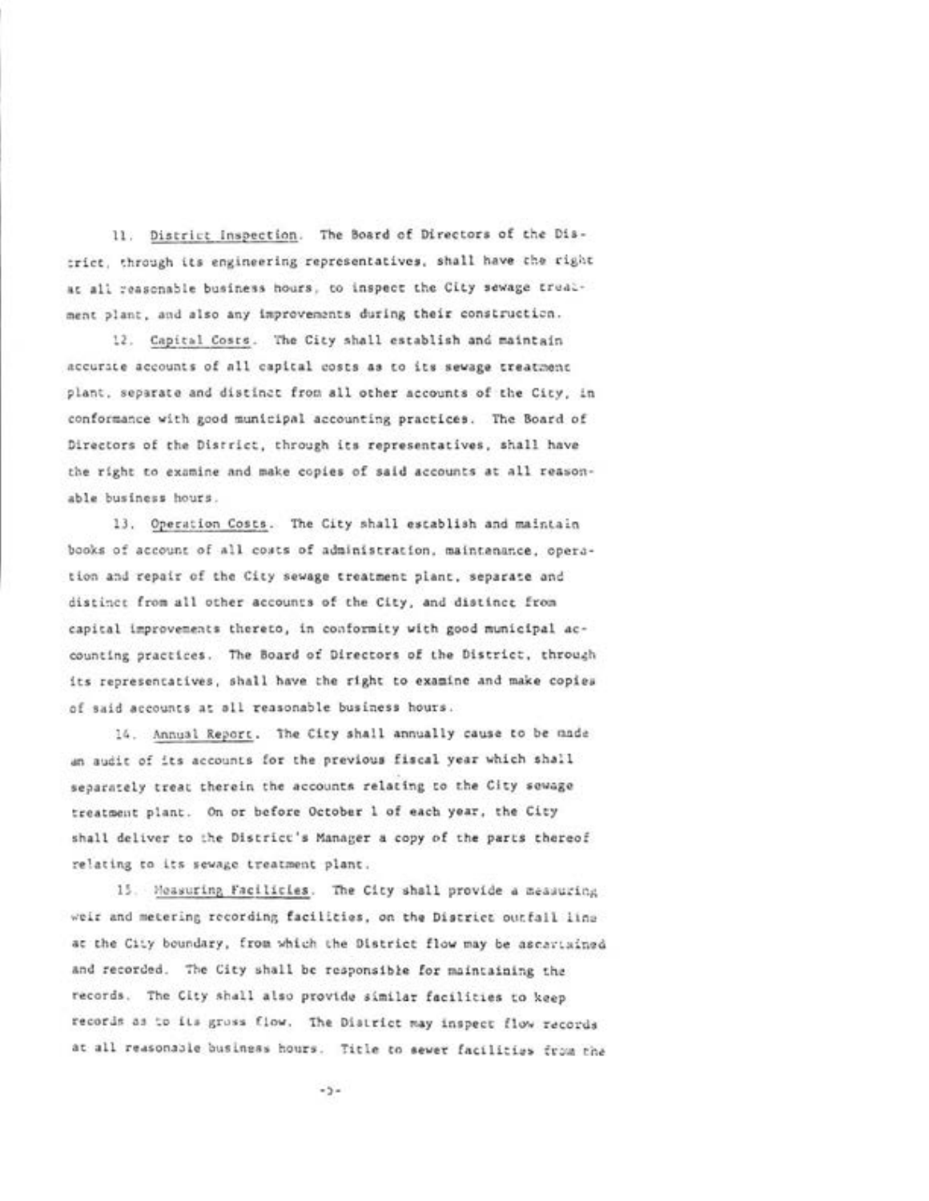11. <u>District Inspection</u>. The Board of Directors of the District, through its engineering representatives, shall have the right at all reasonable business hours, to inspect the City sewage treatment plant, and also any improvements during their construction.

12. <u>Capital Costs</u>. The City shall establish and maintain accurate accounts of all capital costs as to its sewage treatment plant, separate and distinct from all other accounts of the City, in conformance with good municipal accounting practices. The Board of Directors of the District, through its representatives, shall have the right to examine and make copies of said accounts at all reasonable business hours.

13. <u>Operation Costs</u>. The City shall establish and maintain books of account of all costs of administration, maintenance, operation and repair of the City sewage treatment plant, separate and distinct from all other accounts of the City, and distinct from capital improvements thereto, in conformity with good municipal accounting practices. The Board of Directors of the District, through its representatives, shall have the right to examine and make copies of said accounts at all reasonable business hours.

14. <u>Annual Report</u>. The City shall annually cause to be made an audit of its accounts for the previous fiscal year which shall separately treat therein the accounts relating to the City sewage treatment plant. On or before October 1 of each year, the City shall deliver to the District's Manager a copy of the parts thereof relating to its sewage treatment plant.

15. <u>Measuring Facilities</u>. The City shall provide a measuring weir and metering recording facilities, on the District outfall line at the City boundary, from which the District flow may be ascertained and recorded. The City shall be responsible for maintaining the records. The City shall also provide similar facilities to keep records as to its gross flow. The District may inspect flow records at all reasonable business hours. Title to sewer facilities from the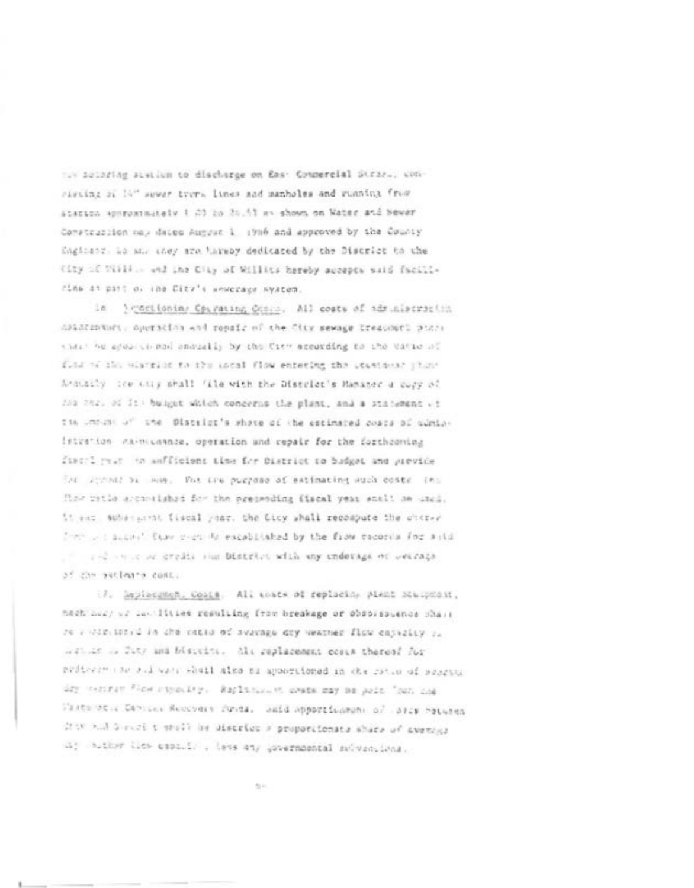the pumping station to discharge on East Commercial Street, consisting of 14" sewer trunk lines and manholes and running from station approximately 1.03 to 26.51 as shown on Water and Sewer Construction map dated August 1, 1986 and approved by the County Engineer, as and they are hereby dedicated by the District to the City of Willits and the City of Willits hereby accepts said facilities as part of the City's sewerage system.

16. Apportioning Operating Costs. All costs of administration, maintenance, operation and repair of the City sewage treatment plant shall be apportioned annually by the City according to the ratio of flow of the District to the total flow entering the treatment plant. Annually the City shall file with the District's Manager a copy of the part of its budget which concerns the plant, and a statement of the amount of the District's share of the estimated costs of administration, maintenance, operation and repair for the forthcoming fiscal year in sufficient time for District to budget and provide for payment of same. For the purpose of estimating such costs the flow ratio established for the preceding fiscal year shall be used. In each subsequent fiscal year, the City shall recompute the District's actual flow ratio as established by the flow records for said year and charge or credit the District with any underage or overage of the estimated cost.

17. Replacement Costs. All costs of replacing plant equipment, machinery or facilities resulting from breakage or obsolescence shall be apportioned in the ratio of average dry weather flow capacity of City and District. All replacement costs thereof for additional capacity shall also be apportioned in the ratio of average dry weather flow capacity. Replacement costs may be paid from the Wastewater Capital Recovery Funds. Said apportionment of costs between City and District shall be District's proportionate share of average dry weather flow capacity, less any governmental subventions.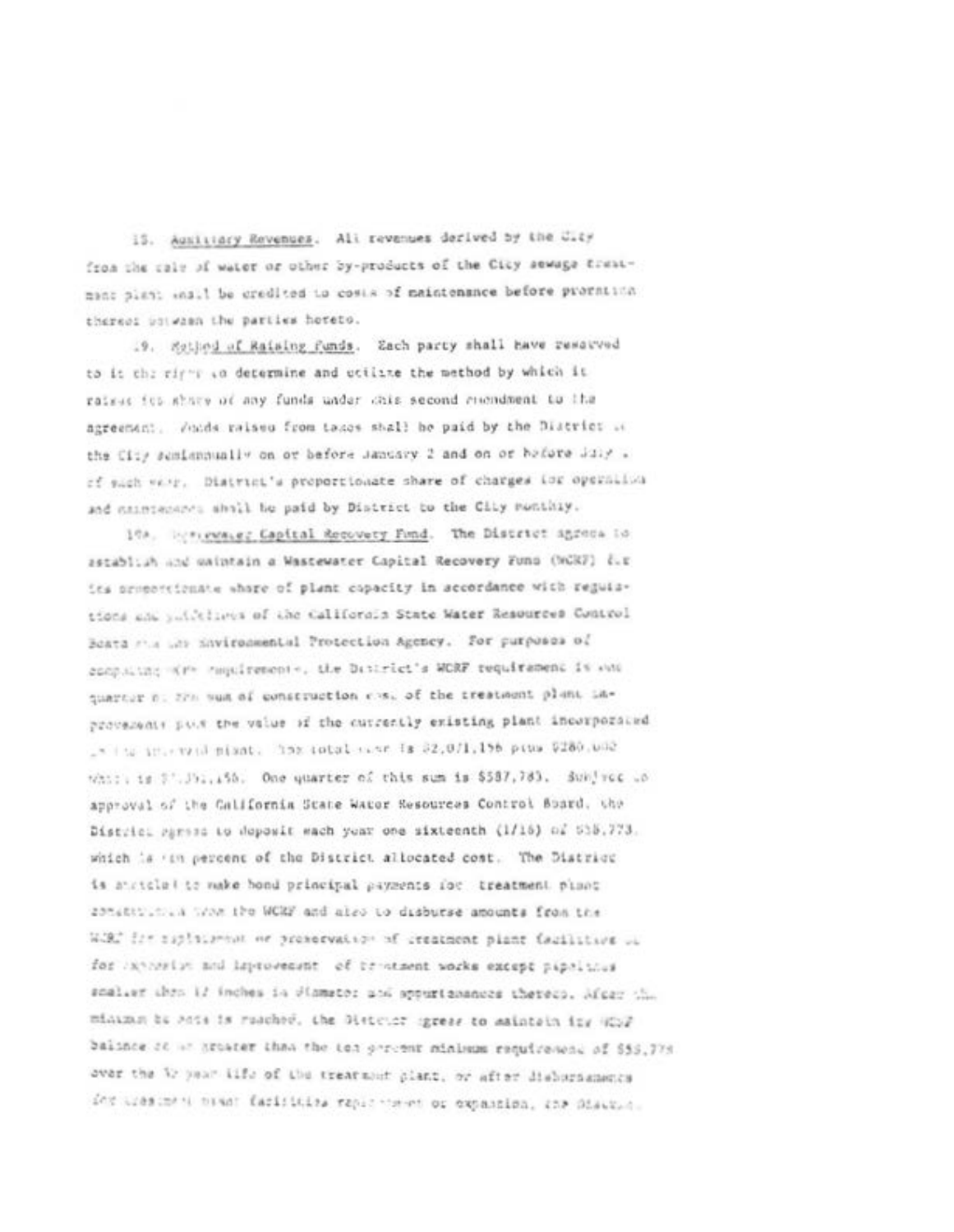18. Auxiliary Revenues. All revenues derived by the City from the sale of water or other by-products of the City sewage treatment plant shall be credited to costs of maintenance before proration thereof between the parties hereto.

19. Method of Raising Funds. Each party shall have reserved to it the right to determine and utilize the method by which it raises its share of any funds under this second amendment to the agreement. Funds raised from taxes shall be paid by the District to the City semiannually on or before January 2 and on or before July 1 of each year. District's proportionate share of charges for operation and maintenance shall be paid by District to the City monthly.

19a. Wastewater Capital Recovery Fund. The District agrees to establish and maintain a Wastewater Capital Recovery Fund (WCRF) for its proportionate share of plant capacity in accordance with regulations and guidelines of the California State Water Resources Control Board and the Environmental Protection Agency. For purposes of computing WCRF requirements, the District's WCRF requirement is one quarter of the sum of construction cost of the treatment plant improvements plus the value of the currently existing plant incorporated in the improved plant. The total cost is $2,071,156 plus $280,000 which is $2,351,156. One quarter of this sum is $587,789. Subject to approval of the California State Water Resources Control Board, the District agrees to deposit each year one sixteenth (1/16) of $58,779, which is ten percent of the District allocated cost. The District is entitled to make bond principal payments for treatment plant construction from the WCRF and also to disburse amounts from the WCRF for replacement or preservation of treatment plant facilities or for expansion and improvement of treatment works except pipelines smaller than 12 inches in diameter and appurtenances thereto. After the minimum balance is reached, the District agrees to maintain its WCRF balance at or greater than the ten percent minimum requirement of $58,779 over the 30 year life of the treatment plant, or after disbursements for treatment plant facilities replacement or expansion, the District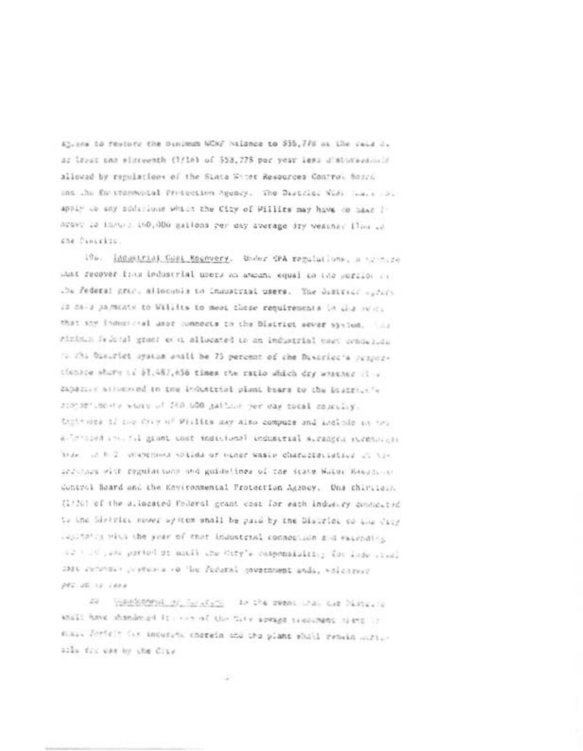agrees to restore the minimum WCRF balance to $55,778 at the rate of at least one sixteenth (1/16) of $58,778 per year less disbursements allowed by regulations of the State Water Resources Control Board and the Environmental Protection Agency. The District WCRF shall not apply to any additions which the City of Willits may have to make in order to insure 160,000 gallons per day average dry weather flow to the District.

19e. Industrial Cost Recovery. Under EPA regulations, a grantee must recover from industrial users an amount equal to the portion of the Federal grant allocable to industrial users. The District agrees to make payments to Willits to meet these requirements in the event that any industrial user connects to the District sewer system. The minimum Federal grant cost allocated to an industrial user connected to the District system shall be 75 percent of the District's proportionate share of $1,487,656 times the ratio which dry weather flow capacity allocated to the industrial plant bears to the District's proportionate share of 160,000 gallons per day total capacity. Engineers of the City of Willits may also compute and include in the allocated Federal grant cost additional industrial strength surcharges for BOD, suspended solids or other waste characteristics in accordance with regulations and guidelines of the State Water Resources Control Board and the Environmental Protection Agency. One thirtieth (1/30) of the allocated Federal grant cost for each industry connected to the District sewer system shall be paid by the District to the City beginning with the year of that industrial connection and extending for a 30 year period or until the City's responsibility for industrial cost recovery payments to the Federal government ends, whichever period is less.

20. Abandonment by District. In the event that the District shall have abandoned its use of the City sewage treatment plant it shall forfeit its interest therein and the plant shall remain available for use by the City.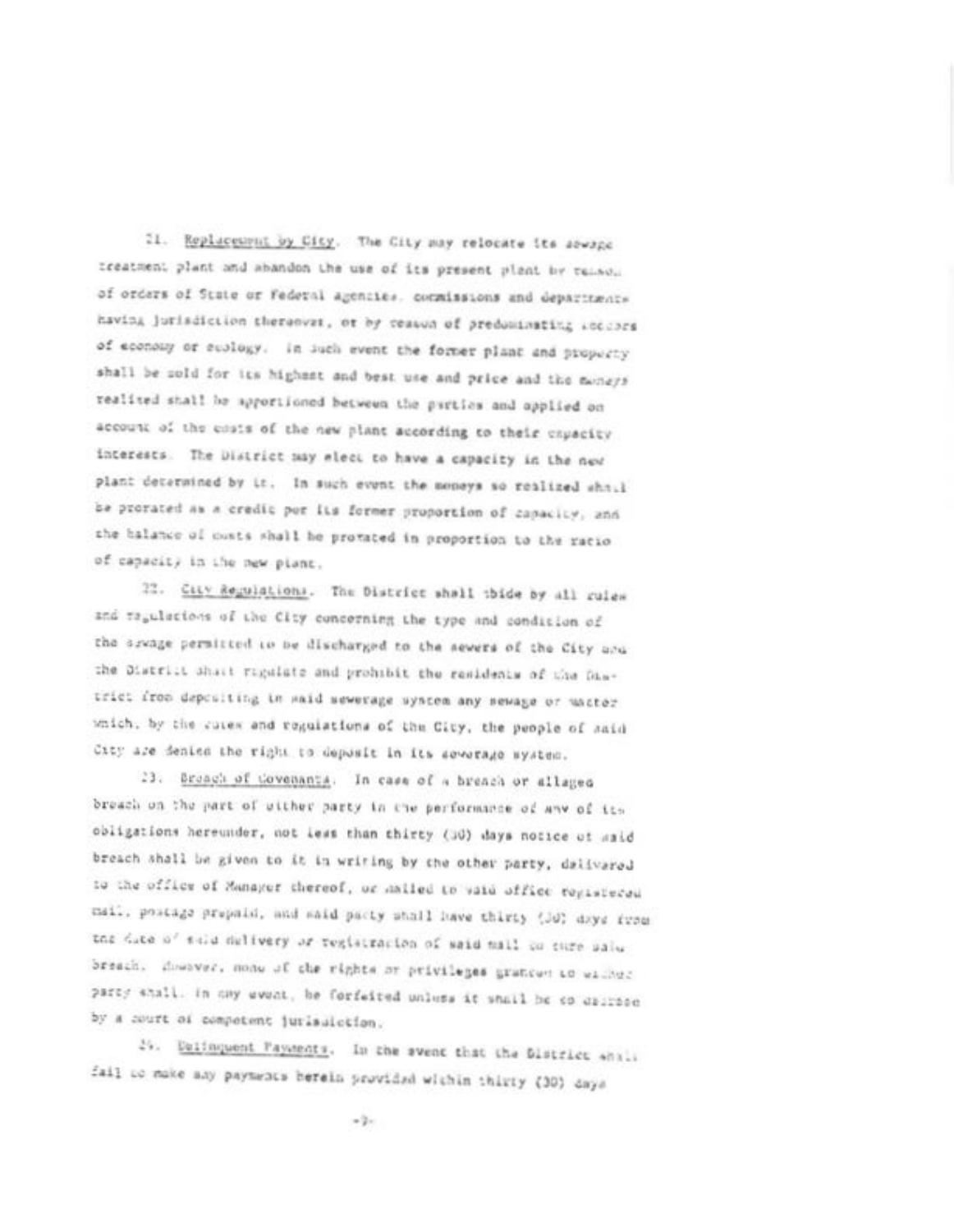21. Replacement by City. The City may relocate its sewage treatment plant and abandon the use of its present plant by reason of orders of State or Federal agencies, commissions and departments having jurisdiction thereover, or by reason of predominating factors of economy or ecology. In such event the former plant and property shall be sold for its highest and best use and price and the moneys realized shall be apportioned between the parties and applied on account of the costs of the new plant according to their capacity interests. The District may elect to have a capacity in the new plant determined by it. In such event the moneys so realized shall be prorated as a credit per its former proportion of capacity, and the balance of costs shall be prorated in proportion to the ratio of capacity in the new plant.

22. City Regulations. The District shall abide by all rules and regulations of the City concerning the type and condition of the sewage permitted to be discharged to the sewers of the City and the District shall regulate and prohibit the residents of the District from depositing in said sewerage system any sewage or matter which, by the rules and regulations of the City, the people of said City are denied the right to deposit in its sewerage system.

23. Breach of Covenants. In case of a breach or alleged breach on the part of either party in the performance of any of its obligations hereunder, not less than thirty (30) days notice of said breach shall be given to it in writing by the other party, delivered to the office of Manager thereof, or mailed to said office registered mail, postage prepaid, and said party shall have thirty (30) days from the date of said delivery or registration of said mail to cure said breach. However, none of the rights or privileges granted to either party shall, in any event, be forfeited unless it shall be so decreed by a court of competent jurisdiction.

24. Delinquent Payments. In the event that the District shall fail to make any payments herein provided within thirty (30) days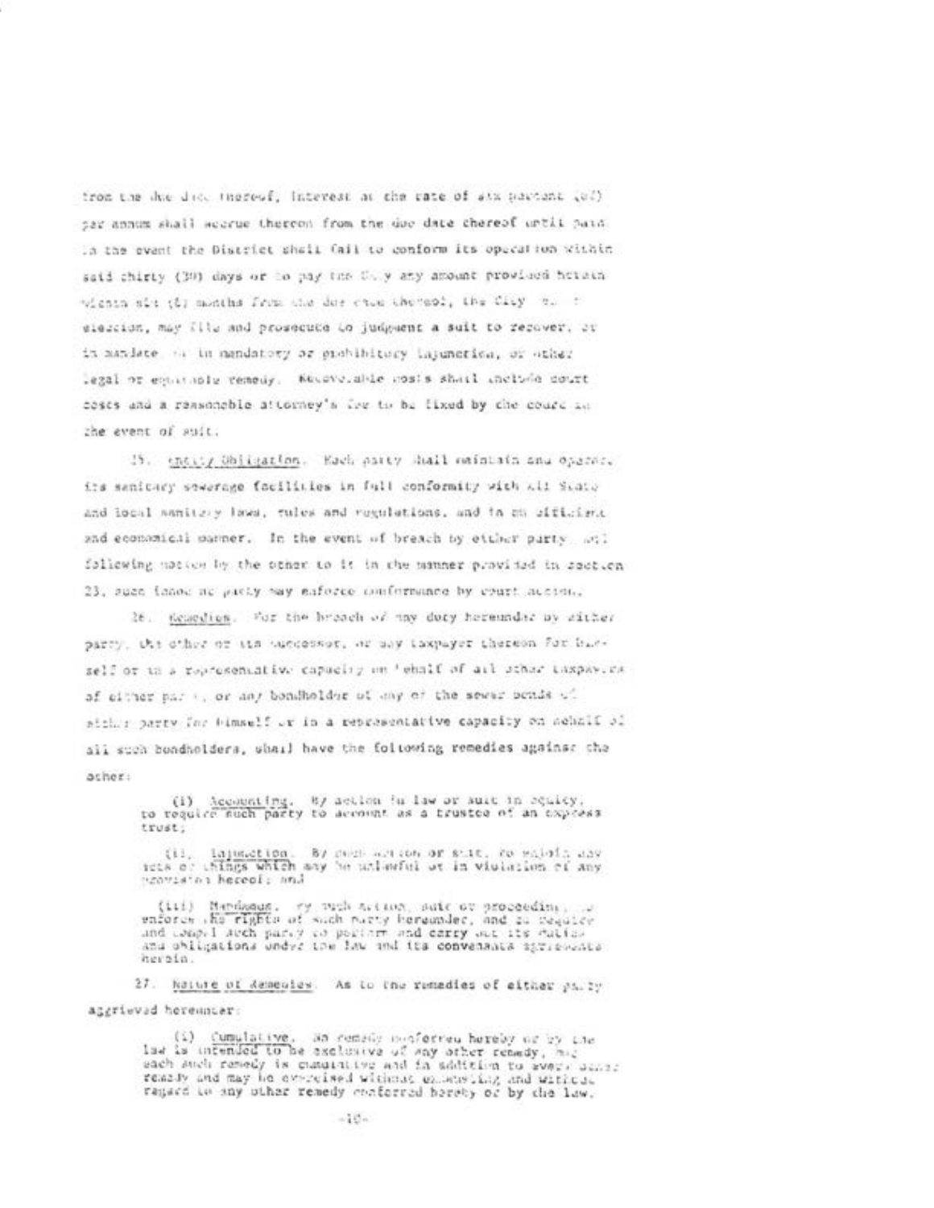from the due date thereof, interest at the rate of six percent (6%) per annum shall accrue thereon from the due date thereof until paid. In the event the District shall fail to conform its operation within said thirty (30) days or to pay the City any amount provided herein within six (6) months from the due date thereof, the City may at its election, may file and prosecute to judgment a suit to recover, or in mandate or in mandatory or prohibitory injunction, or other legal or equitable remedy. Recoverable costs shall include court costs and a reasonable attorney's fee to be fixed by the court in the event of suit.

25. Entity Obligation. Each party shall maintain and operate its sanitary sewerage facilities in full conformity with all State and local sanitary laws, rules and regulations, and in an efficient and economical manner. In the event of breach by either party, and following notice by the other to it in the manner provided in section 23, such innocent party may enforce conformance by court action.

26. Remedies. For the breach of any duty hereunder by either party, the other or its successor, or any taxpayer thereon for himself or in a representative capacity on behalf of all other taxpayers of either party, or any bondholder of any of the sewer bonds of either party for himself or in a representative capacity on behalf of all such bondholders, shall have the following remedies against the other:

(i) Accounting. By action in law or suit in equity, to require such party to account as a trustee of an express trust;

(ii) Injunction. By such action or suit, to enjoin any acts or things which may be unlawful or in violation of any provision hereof; and

(iii) Mandamus. By such action, suit or proceeding, to enforce the rights of such party hereunder, and to require and compel such party to perform and carry out its duties and obligations under the law and its covenants agreements herein.

27. Nature of Remedies. As to the remedies of either party aggrieved hereunder:

(i) Cumulative. No remedy conferred hereby or by the law is intended to be exclusive of any other remedy, but each such remedy is cumulative and in addition to every other remedy and may be exercised without exhausting and without regard to any other remedy conferred hereby or by the law.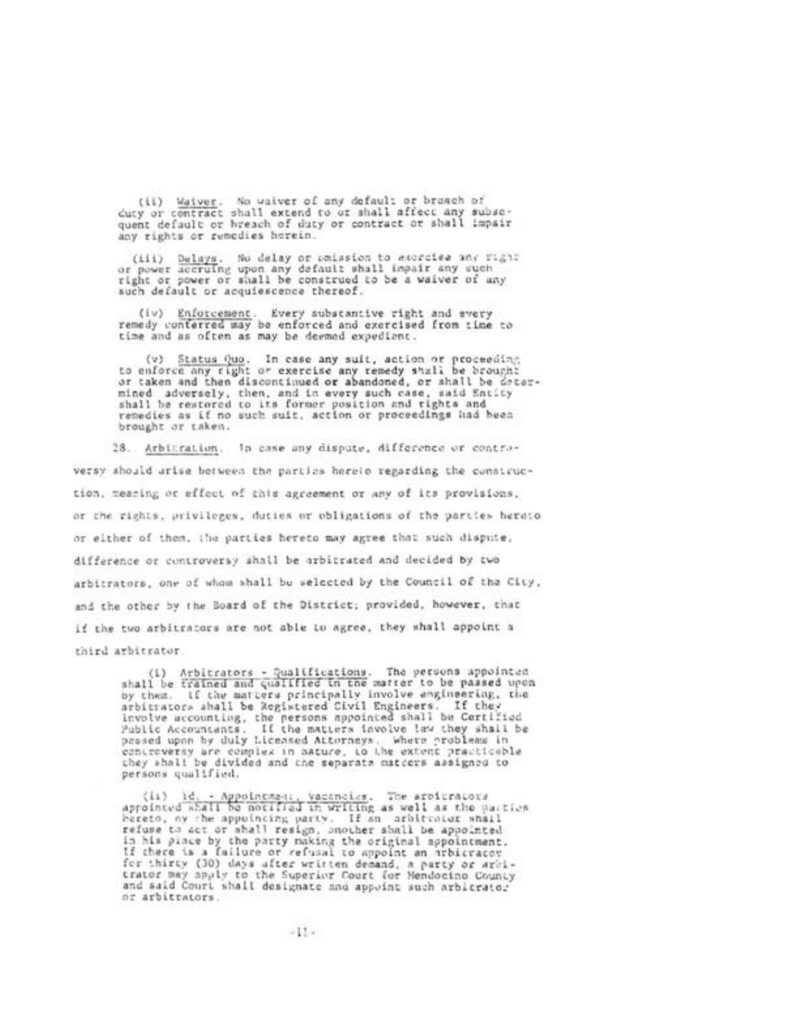(ii) Waiver. No waiver of any default or breach of duty or contract shall extend to or shall affect any subsequent default or breach of duty or contract or shall impair any rights or remedies herein.

(iii) Delays. No delay or omission to exercise any right or power accruing upon any default shall impair any such right or power or shall be construed to be a waiver of any such default or acquiescence thereof.

(iv) Enforcement. Every substantive right and every remedy conferred may be enforced and exercised from time to time and as often as may be deemed expedient.

(v) Status Quo. In case any suit, action or proceeding to enforce any right or exercise any remedy shall be brought or taken and then discontinued or abandoned, or shall be determined adversely, then, and in every such case, said Entity shall be restored to its former position and rights and remedies as if no such suit, action or proceedings had been brought or taken.

28. Arbitration. In case any dispute, difference or controversy should arise between the parties hereto regarding the construction, meaning or effect of this agreement or any of its provisions, or the rights, privileges, duties or obligations of the parties hereto or either of them, the parties hereto may agree that such dispute, difference or controversy shall be arbitrated and decided by two arbitrators, one of whom shall be selected by the Council of the City, and the other by the Board of the District; provided, however, that if the two arbitrators are not able to agree, they shall appoint a third arbitrator.

(i) Arbitrators - Qualifications. The persons appointed shall be trained and qualified in the matter to be passed upon by them. If the matters principally involve engineering, the arbitrators shall be Registered Civil Engineers. If they involve accounting, the persons appointed shall be Certified Public Accountants. If the matters involve law they shall be passed upon by duly Licensed Attorneys. Where problems in controversy are complex in nature, to the extent practicable they shall be divided and the separate matters assigned to persons qualified.

(ii) Id. - Appointment, Vacancies. The arbitrators appointed shall be notified in writing as well as the parties hereto, by the appointing party. If an arbitrator shall refuse to act or shall resign, another shall be appointed in his place by the party making the original appointment. If there is a failure or refusal to appoint an arbitrator for thirty (30) days after written demand, a party or arbitrator may apply to the Superior Court for Mendocino County and said Court shall designate and appoint such arbitrator or arbitrators.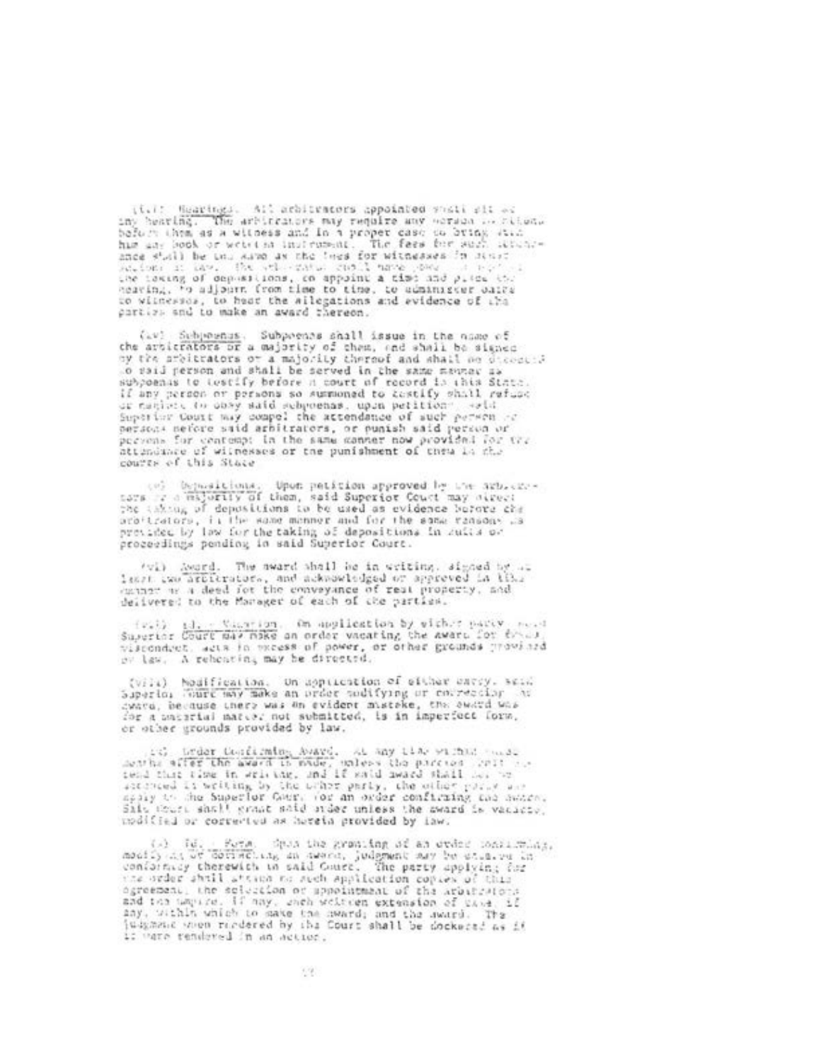(iv) Hearings. All arbitrators appointed shall sit at any hearing. The arbitrators may require any person to attend before them as a witness and in a proper case to bring with him any book or written instrument. The fees for such attendance shall be the same as the fees for witnesses in civil actions at law. The arbitrators shall have power to provide for the taking of depositions, to appoint a time and place for hearing, to adjourn from time to time, to administer oaths to witnesses, to hear the allegations and evidence of the parties and to make an award thereon.

(v) Subpoenas. Subpoenas shall issue in the name of the arbitrators or a majority of them, and shall be signed by the arbitrators or a majority thereof and shall be directed to said person and shall be served in the same manner as subpoenas to testify before a court of record in this State. If any person or persons so summoned to testify shall refuse or neglect to obey said subpoenas, upon petition said Superior Court may compel the attendance of such person or persons before said arbitrators, or punish said person or persons for contempt in the same manner now provided for the attendance of witnesses or the punishment of them in the courts of this State.

(vi) Depositions. Upon petition approved by the arbitrators or a majority of them, said Superior Court may direct the taking of depositions to be used as evidence before the arbitrators, in the same manner and for the same reasons as provided by law for the taking of depositions in suits or proceedings pending in said Superior Court.

(vii) Award. The award shall be in writing, signed by at least two arbitrators, and acknowledged or approved in like manner as a deed for the conveyance of real property, and delivered to the Manager of each of the parties.

(viii) Id. - Vacation. On application by either party, said Superior Court may make an order vacating the award for fraud, misconduct, acts in excess of power, or other grounds provided by law. A rehearing may be directed.

(viiii) Modification. On application of either party, said Superior Court may make an order modifying or correcting the award, because there was an evident mistake, the award was for a material matter not submitted, is in imperfect form, or other grounds provided by law.

(ix) Order Confirming Award. At any time within ... months after the award is made, unless the parties shall extend that time in writing, and if said award shall not be attacked in writing by the other party, the other party may apply to the Superior Court for an order confirming the award. Said Court shall grant said order unless the award is vacated, modified or corrected as herein provided by law.

(x) Id. - Form. Upon the granting of an order confirming, modifying or correcting an award, judgment may be entered in conformity therewith in said Court. The party applying for the order shall attach to such application copies of this agreement, the selection or appointment of the arbitrators and the umpire, if any, each written extension of time, if any, within which to make the award; and the award. The judgment when rendered by the Court shall be docketed as if it were rendered in an action.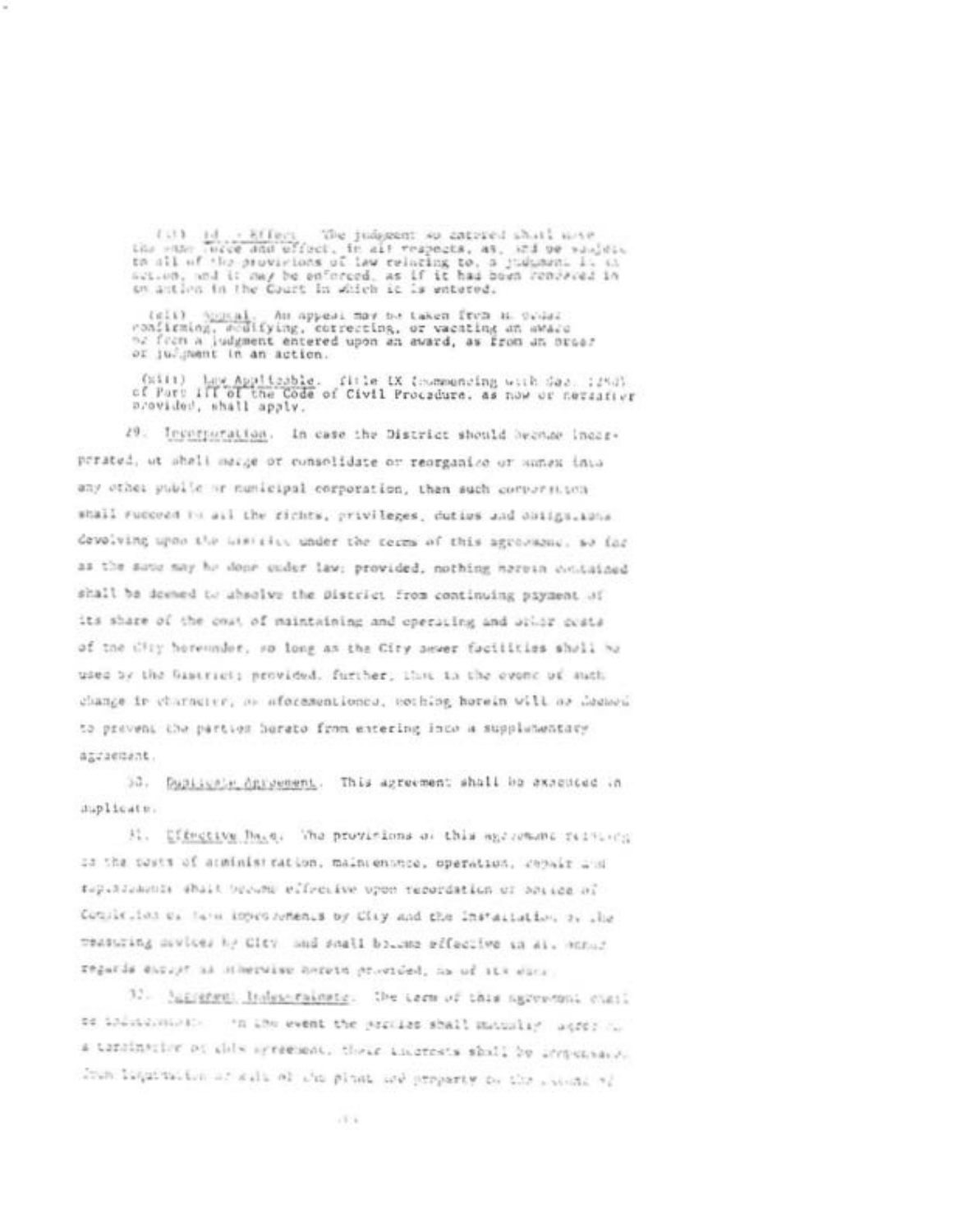(xi) Id. - Effect. The judgment so entered shall have the same force and effect, in all respects, as, and be subject to all of the provisions of law relating to, a judgment in an action, and it may be enforced, as if it has been rendered in an action in the Court in which it is entered.

(xii) Appeal. An appeal may be taken from an order confirming, modifying, correcting, or vacating an award or from a judgment entered upon an award, as from an order or judgment in an action.

(xiii) Law Applicable. Title IX (commencing with Sec. 1280) of Part III of the Code of Civil Procedure, as now or hereafter provided, shall apply.

29. Incorporation. In case the District should become incorporated, or shall merge or consolidate or reorganize or annex into any other public or municipal corporation, then such corporation shall succeed to all the rights, privileges, duties and obligations devolving upon the District under the terms of this agreement, so far as the same may be done under law; provided, nothing herein contained shall be deemed to absolve the District from continuing payment of its share of the cost of maintaining and operating and other costs of the City hereunder, so long as the City sewer facilities shall be used by the District; provided, further, that in the event of such change in character, as aforementioned, nothing herein will be deemed to prevent the parties hereto from entering into a supplementary agreement.

30. Duplicate Agreement. This agreement shall be executed in duplicate.

31. Effective Date. The provisions of this agreement relating to the costs of administration, maintenance, operation, repair and replacement shall become effective upon recordation of notice of Completion of term improvements by City and the installation of the measuring devices by City and shall become effective in all other regards except as otherwise herein provided, as of its date.

32. Agreement Indeterminate. The term of this agreement shall be indeterminate. In the event the parties shall mutually agree to a termination of this agreement, their interests shall be compensated from liquidation or sale of the plant and property to the extent of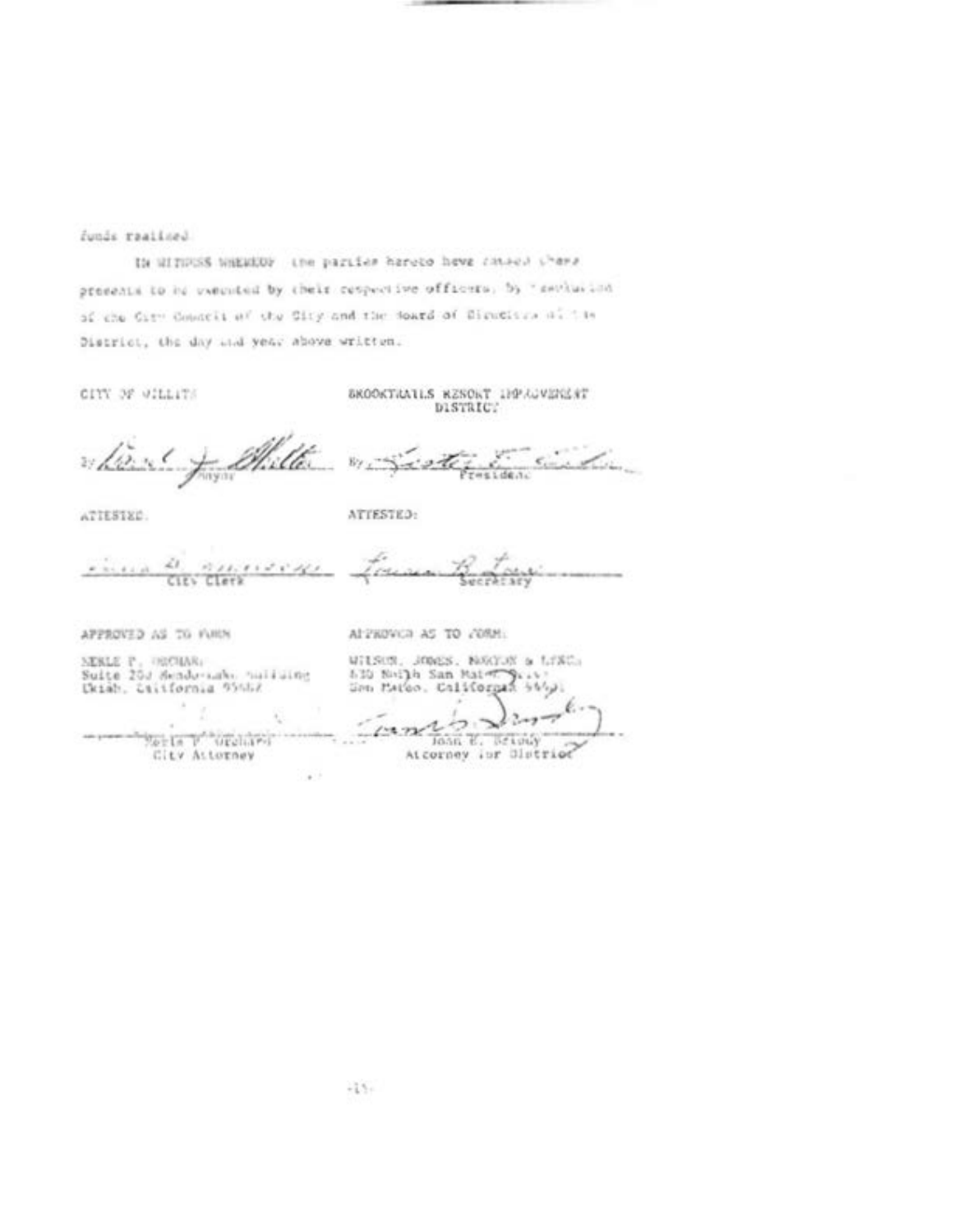funds realized.

IN WITNESS WHEREOF the parties hereto have caused these presents to be executed by their respective officers, by resolution of the City Council of the City and the Board of Directors of the District, the day and year above written.

CITY OF WILLITS

BROOKTRAILS RESORT IMPROVEMENT DISTRICT

By ______________________ Mayor

By ______________________ President

ATTESTED:

ATTESTED:

______________________ City Clerk

______________________ Secretary

APPROVED AS TO FORM

MERLE F. ORCHARD
Suite 202 Mendo-Lake Building
Ukiah, California 95482

______________________
Merle F. Orchard
City Attorney

APPROVED AS TO FORM:

WILSON, JONES, MORTON & LYNCH
630 North San Mateo Drive
San Mateo, California 94401

______________________
Joan E. Briody
Attorney for District